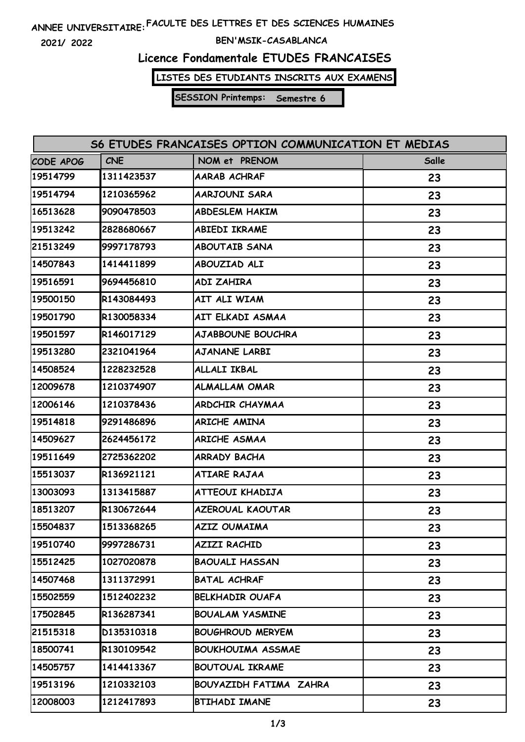ANNEE UNIVERSITAIRE: FACULTE DES LETTRES ET DES SCIENCES HUMAINES

2021/ 2022

BEN'MSIK-CASABLANCA

## Licence Fondamentale ETUDES FRANCAISES

**LISTES DES ETUDIANTS INSCRITS AUX EXAMENS**

**SESSION Printemps: Semestre 6**

| S6 ETUDES FRANCAISES OPTION COMMUNICATION ET MEDIAS | | | |
|---|---|---|---|
| CODE APOG | CNE | NOM et PRENOM | Salle |
| 19514799 | 1311423537 | AARAB ACHRAF | 23 |
| 19514794 | 1210365962 | AARJOUNI SARA | 23 |
| 16513628 | 9090478503 | ABDESLEM HAKIM | 23 |
| 19513242 | 2828680667 | ABIEDI IKRAME | 23 |
| 21513249 | 9997178793 | ABOUTAIB SANA | 23 |
| 14507843 | 1414411899 | ABOUZIAD ALI | 23 |
| 19516591 | 9694456810 | ADI ZAHIRA | 23 |
| 19500150 | R143084493 | AIT ALI WIAM | 23 |
| 19501790 | R130058334 | AIT ELKADI ASMAA | 23 |
| 19501597 | R146017129 | AJABBOUNE BOUCHRA | 23 |
| 19513280 | 2321041964 | AJANANE LARBI | 23 |
| 14508524 | 1228232528 | ALLALI IKBAL | 23 |
| 12009678 | 1210374907 | ALMALLAM OMAR | 23 |
| 12006146 | 1210378436 | ARDCHIR CHAYMAA | 23 |
| 19514818 | 9291486896 | ARICHE AMINA | 23 |
| 14509627 | 2624456172 | ARICHE ASMAA | 23 |
| 19511649 | 2725362202 | ARRADY BACHA | 23 |
| 15513037 | R136921121 | ATIARE RAJAA | 23 |
| 13003093 | 1313415887 | ATTEOUI KHADIJA | 23 |
| 18513207 | R130672644 | AZEROUAL KAOUTAR | 23 |
| 15504837 | 1513368265 | AZIZ OUMAIMA | 23 |
| 19510740 | 9997286731 | AZIZI RACHID | 23 |
| 15512425 | 1027020878 | BAOUALI HASSAN | 23 |
| 14507468 | 1311372991 | BATAL ACHRAF | 23 |
| 15502559 | 1512402232 | BELKHADIR OUAFA | 23 |
| 17502845 | R136287341 | BOUALAM YASMINE | 23 |
| 21515318 | D135310318 | BOUGHROUD MERYEM | 23 |
| 18500741 | R130109542 | BOUKHOUIMA ASSMAE | 23 |
| 14505757 | 1414413367 | BOUTOUAL IKRAME | 23 |
| 19513196 | 1210332103 | BOUYAZIDH FATIMA ZAHRA | 23 |
| 12008003 | 1212417893 | BTIHADI IMANE | 23 |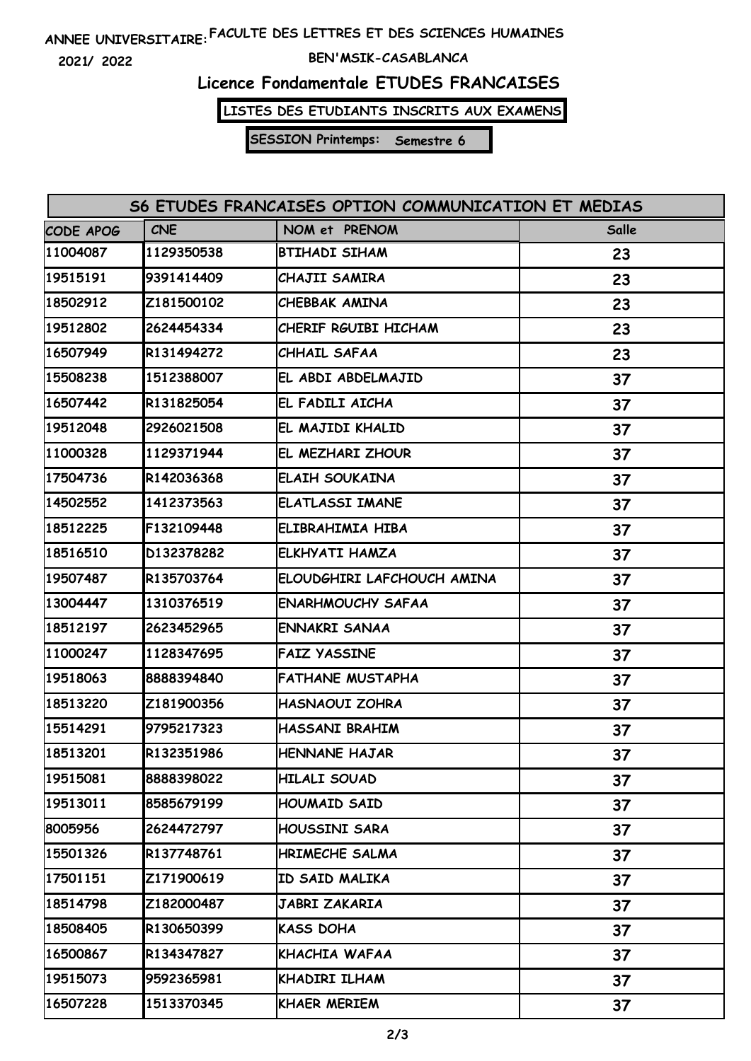ANNEE UNIVERSITAIRE: FACULTE DES LETTRES ET DES SCIENCES HUMAINES

2021/ 2022

BEN'MSIK-CASABLANCA

## Licence Fondamentale ETUDES FRANCAISES

**LISTES DES ETUDIANTS INSCRITS AUX EXAMENS**

**SESSION Printemps: Semestre 6**

| S6 ETUDES FRANCAISES OPTION COMMUNICATION ET MEDIAS | | | |
|---|---|---|---|
| CODE APOG | CNE | NOM et PRENOM | Salle |
| 11004087 | 1129350538 | BTIHADI SIHAM | 23 |
| 19515191 | 9391414409 | CHAJII SAMIRA | 23 |
| 18502912 | Z181500102 | CHEBBAK AMINA | 23 |
| 19512802 | 2624454334 | CHERIF RGUIBI HICHAM | 23 |
| 16507949 | R131494272 | CHHAIL SAFAA | 23 |
| 15508238 | 1512388007 | EL ABDI ABDELMAJID | 37 |
| 16507442 | R131825054 | EL FADILI AICHA | 37 |
| 19512048 | 2926021508 | EL MAJIDI KHALID | 37 |
| 11000328 | 1129371944 | EL MEZHARI ZHOUR | 37 |
| 17504736 | R142036368 | ELAIH SOUKAINA | 37 |
| 14502552 | 1412373563 | ELATLASSI IMANE | 37 |
| 18512225 | F132109448 | ELIBRAHIMIA HIBA | 37 |
| 18516510 | D132378282 | ELKHYATI HAMZA | 37 |
| 19507487 | R135703764 | ELOUDGHIRI LAFCHOUCH AMINA | 37 |
| 13004447 | 1310376519 | ENARHMOUCHY SAFAA | 37 |
| 18512197 | 2623452965 | ENNAKRI SANAA | 37 |
| 11000247 | 1128347695 | FAIZ YASSINE | 37 |
| 19518063 | 8888394840 | FATHANE MUSTAPHA | 37 |
| 18513220 | Z181900356 | HASNAOUI ZOHRA | 37 |
| 15514291 | 9795217323 | HASSANI BRAHIM | 37 |
| 18513201 | R132351986 | HENNANE HAJAR | 37 |
| 19515081 | 8888398022 | HILALI SOUAD | 37 |
| 19513011 | 8585679199 | HOUMAID SAID | 37 |
| 8005956 | 2624472797 | HOUSSINI SARA | 37 |
| 15501326 | R137748761 | HRIMECHE SALMA | 37 |
| 17501151 | Z171900619 | ID SAID MALIKA | 37 |
| 18514798 | Z182000487 | JABRI ZAKARIA | 37 |
| 18508405 | R130650399 | KASS DOHA | 37 |
| 16500867 | R134347827 | KHACHIA WAFAA | 37 |
| 19515073 | 9592365981 | KHADIRI ILHAM | 37 |
| 16507228 | 1513370345 | KHAER MERIEM | 37 |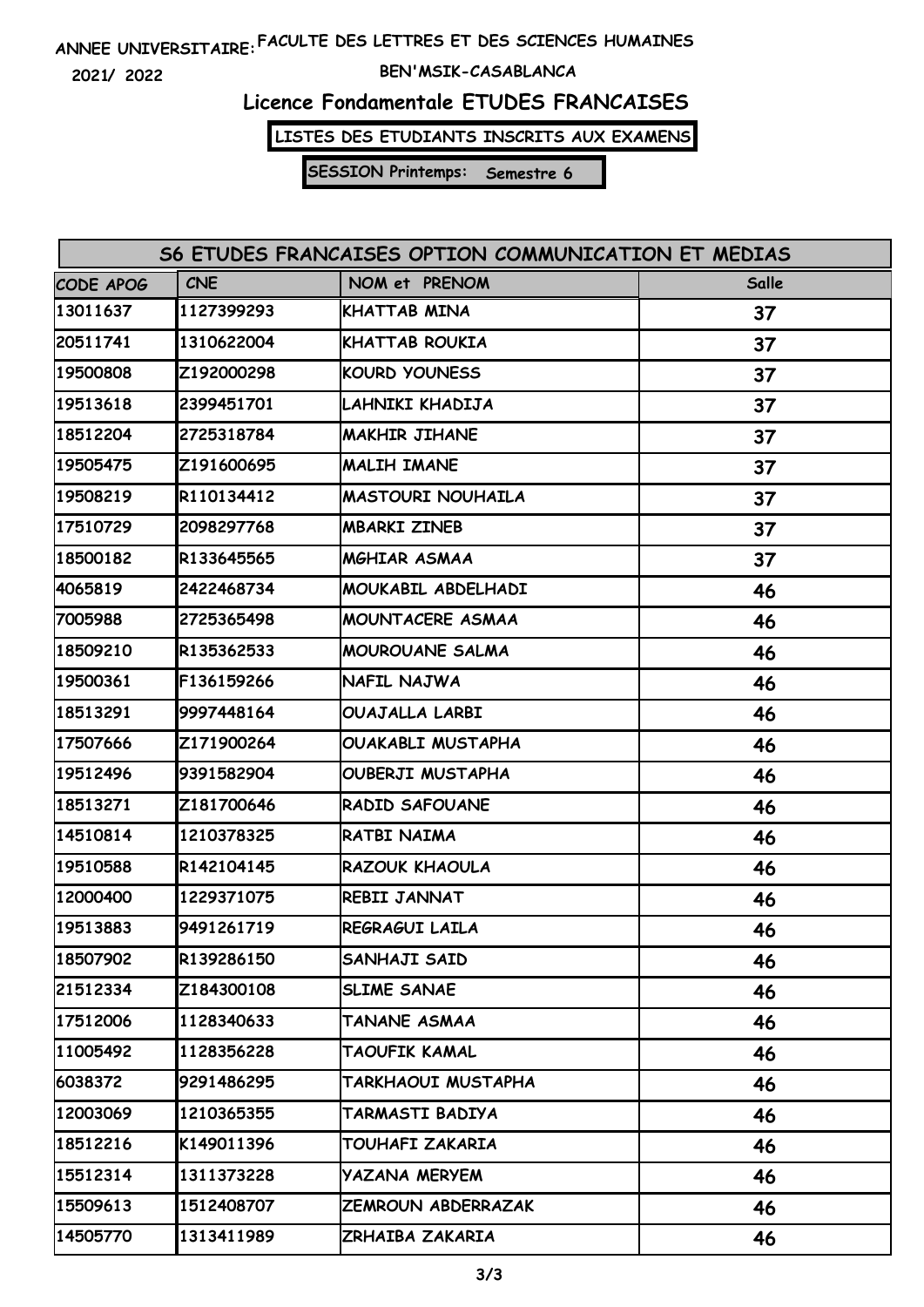ANNEE UNIVERSITAIRE: FACULTE DES LETTRES ET DES SCIENCES HUMAINES

2021/ 2022

BEN'MSIK-CASABLANCA

## Licence Fondamentale ETUDES FRANCAISES

**LISTES DES ETUDIANTS INSCRITS AUX EXAMENS**

**SESSION Printemps: Semestre 6**

| S6 ETUDES FRANCAISES OPTION COMMUNICATION ET MEDIAS | | | |
|---|---|---|---|
| CODE APOG | CNE | NOM et PRENOM | Salle |
| 13011637 | 1127399293 | KHATTAB MINA | 37 |
| 20511741 | 1310622004 | KHATTAB ROUKIA | 37 |
| 19500808 | Z192000298 | KOURD YOUNESS | 37 |
| 19513618 | 2399451701 | LAHNIKI KHADIJA | 37 |
| 18512204 | 2725318784 | MAKHIR JIHANE | 37 |
| 19505475 | Z191600695 | MALIH IMANE | 37 |
| 19508219 | R110134412 | MASTOURI NOUHAILA | 37 |
| 17510729 | 2098297768 | MBARKI ZINEB | 37 |
| 18500182 | R133645565 | MGHIAR ASMAA | 37 |
| 4065819 | 2422468734 | MOUKABIL ABDELHADI | 46 |
| 7005988 | 2725365498 | MOUNTACERE ASMAA | 46 |
| 18509210 | R135362533 | MOUROUANE SALMA | 46 |
| 19500361 | F136159266 | NAFIL NAJWA | 46 |
| 18513291 | 9997448164 | OUAJALLA LARBI | 46 |
| 17507666 | Z171900264 | OUAKABLI MUSTAPHA | 46 |
| 19512496 | 9391582904 | OUBERJI MUSTAPHA | 46 |
| 18513271 | Z181700646 | RADID SAFOUANE | 46 |
| 14510814 | 1210378325 | RATBI NAIMA | 46 |
| 19510588 | R142104145 | RAZOUK KHAOULA | 46 |
| 12000400 | 1229371075 | REBII JANNAT | 46 |
| 19513883 | 9491261719 | REGRAGUI LAILA | 46 |
| 18507902 | R139286150 | SANHAJI SAID | 46 |
| 21512334 | Z184300108 | SLIME SANAE | 46 |
| 17512006 | 1128340633 | TANANE ASMAA | 46 |
| 11005492 | 1128356228 | TAOUFIK KAMAL | 46 |
| 6038372 | 9291486295 | TARKHAOUI MUSTAPHA | 46 |
| 12003069 | 1210365355 | TARMASTI BADIYA | 46 |
| 18512216 | K149011396 | TOUHAFI ZAKARIA | 46 |
| 15512314 | 1311373228 | YAZANA MERYEM | 46 |
| 15509613 | 1512408707 | ZEMROUN ABDERRAZAK | 46 |
| 14505770 | 1313411989 | ZRHAIBA ZAKARIA | 46 |